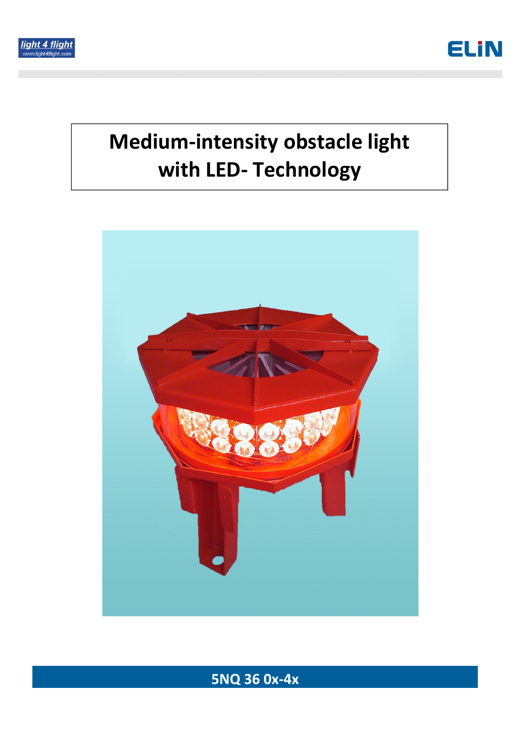# Medium-intensity obstacle light with LED- Technology

**5NQ 36 0x-4x**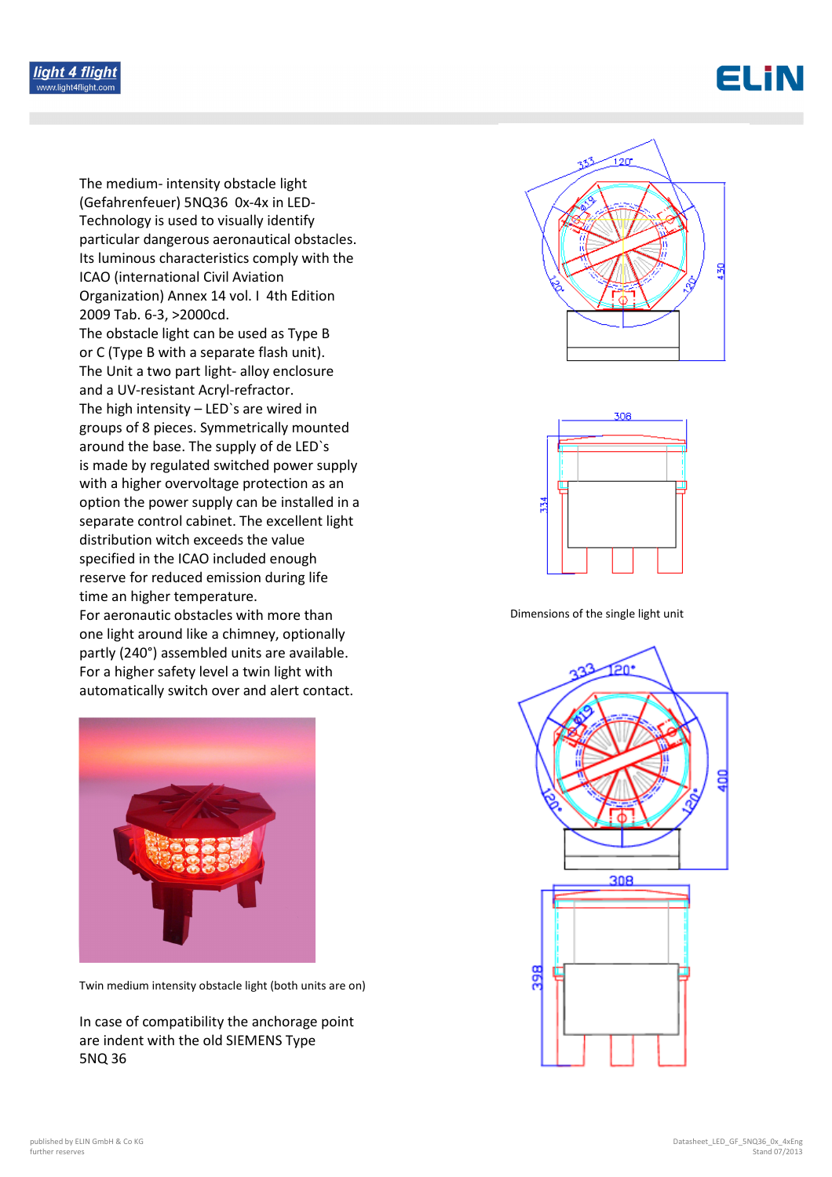The medium- intensity obstacle light (Gefahrenfeuer) 5NQ36 0x-4x in LED-Technology is used to visually identify particular dangerous aeronautical obstacles. Its luminous characteristics comply with the ICAO (international Civil Aviation Organization) Annex 14 vol. I 4th Edition 2009 Tab. 6-3, >2000cd.
The obstacle light can be used as Type B or C (Type B with a separate flash unit).
The Unit a two part light- alloy enclosure and a UV-resistant Acryl-refractor.
The high intensity – LED`s are wired in groups of 8 pieces. Symmetrically mounted around the base. The supply of de LED`s is made by regulated switched power supply with a higher overvoltage protection as an option the power supply can be installed in a separate control cabinet. The excellent light distribution witch exceeds the value specified in the ICAO included enough reserve for reduced emission during life time an higher temperature.
For aeronautic obstacles with more than one light around like a chimney, optionally partly (240°) assembled units are available.
For a higher safety level a twin light with automatically switch over and alert contact.

Twin medium intensity obstacle light (both units are on)

In case of compatibility the anchorage point are indent with the old SIEMENS Type 5NQ 36

Dimensions of the single light unit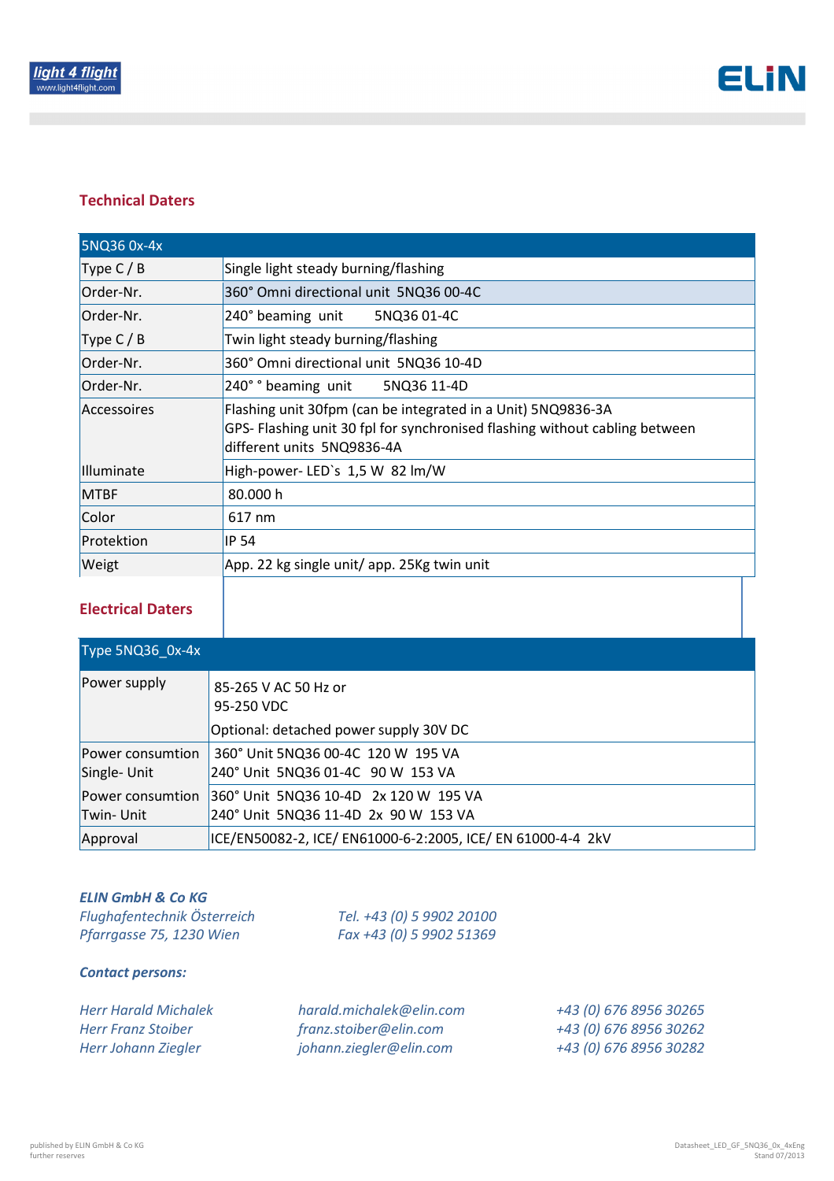light 4 flight
www.light4flight.com

ELIN

## Technical Daters

| 5NQ36 0x-4x | |
|---|---|
| Type C / B | Single light steady burning/flashing |
| Order-Nr. | 360° Omni directional unit 5NQ36 00-4C |
| Order-Nr. | 240° beaming unit 5NQ36 01-4C |
| Type C / B | Twin light steady burning/flashing |
| Order-Nr. | 360° Omni directional unit 5NQ36 10-4D |
| Order-Nr. | 240° ° beaming unit 5NQ36 11-4D |
| Accessoires | Flashing unit 30fpm (can be integrated in a Unit) 5NQ9836-3A<br>GPS- Flashing unit 30 fpl for synchronised flashing without cabling between different units 5NQ9836-4A |
| Illuminate | High-power- LED`s 1,5 W 82 lm/W |
| MTBF | 80.000 h |
| Color | 617 nm |
| Protektion | IP 54 |
| Weigt | App. 22 kg single unit/ app. 25Kg twin unit |

## Electrical Daters

| Type 5NQ36_0x-4x | |
|---|---|
| Power supply | 85-265 V AC 50 Hz or<br>95-250 VDC<br>Optional: detached power supply 30V DC |
| Power consumtion Single- Unit | 360° Unit 5NQ36 00-4C 120 W 195 VA<br>240° Unit 5NQ36 01-4C 90 W 153 VA |
| Power consumtion Twin- Unit | 360° Unit 5NQ36 10-4D 2x 120 W 195 VA<br>240° Unit 5NQ36 11-4D 2x 90 W 153 VA |
| Approval | ICE/EN50082-2, ICE/ EN61000-6-2:2005, ICE/ EN 61000-4-4 2kV |

***ELIN GmbH & Co KG***
*Flughafentechnik Österreich*
*Pfarrgasse 75, 1230 Wien*

*Tel. +43 (0) 5 9902 20100*
*Fax +43 (0) 5 9902 51369*

***Contact persons:***

*Herr Harald Michalek* — *harald.michalek@elin.com* — *+43 (0) 676 8956 30265*
*Herr Franz Stoiber* — *franz.stoiber@elin.com* — *+43 (0) 676 8956 30262*
*Herr Johann Ziegler* — *johann.ziegler@elin.com* — *+43 (0) 676 8956 30282*

published by ELIN GmbH & Co KG
further reserves

Datasheet_LED_GF_5NQ36_0x_4xEng
Stand 07/2013